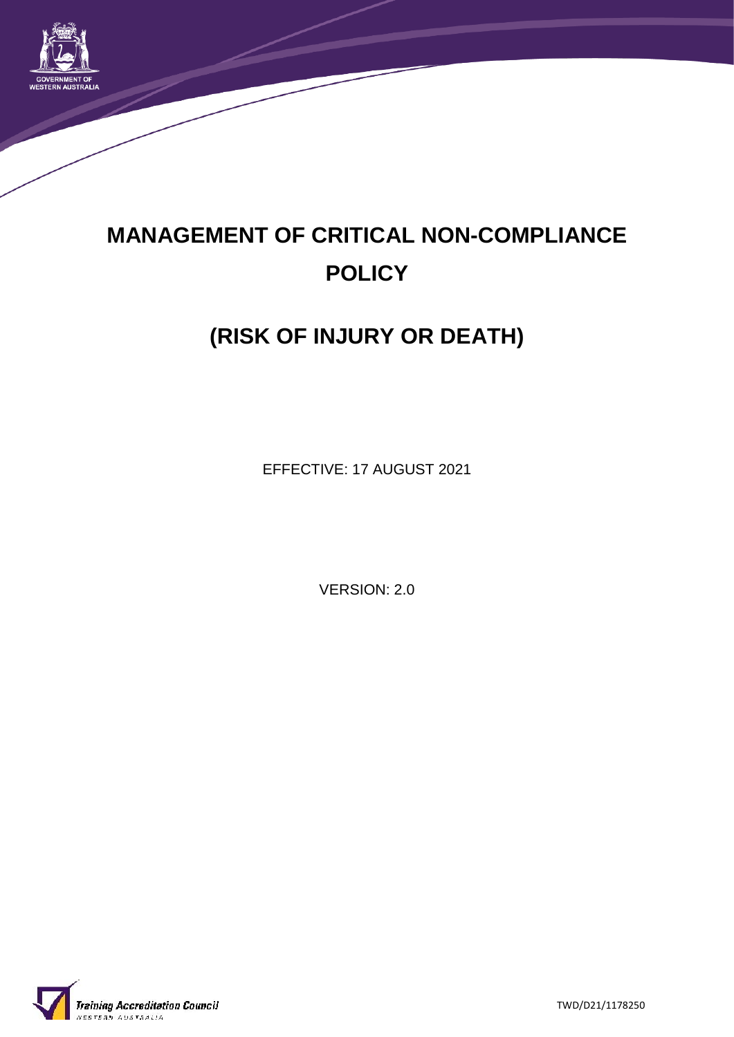# MANAGEMENT OF CRITICAL NON-COMPLIANCE POLICY

# (RISK OF INJURY OR DEATH)

EFFECTIVE: 17 AUGUST 2021

VERSION: 2.0

TWD/D21/1178250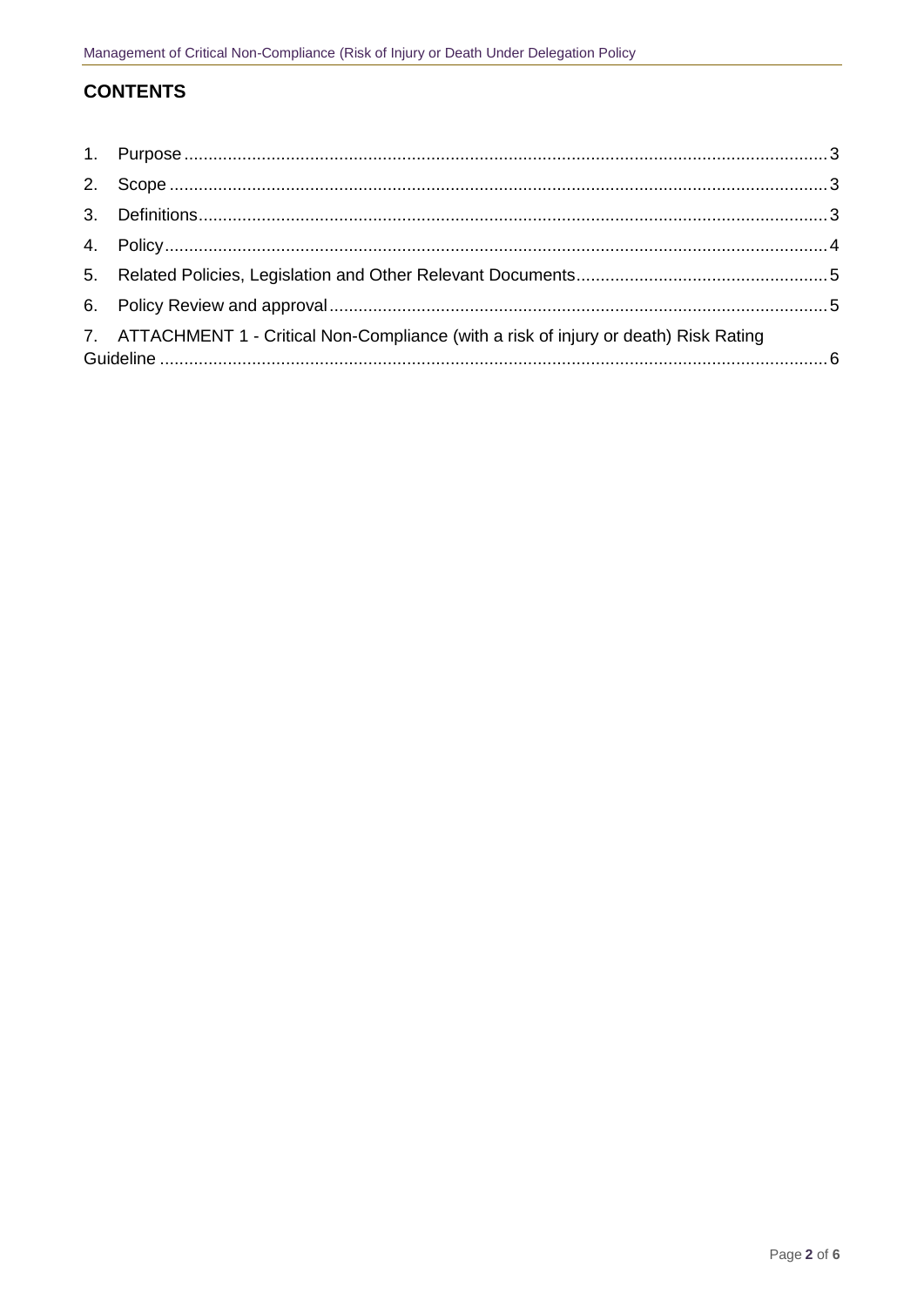## CONTENTS

1. Purpose .................................................................................................................................3
2. Scope ....................................................................................................................................3
3. Definitions.............................................................................................................................3
4. Policy.....................................................................................................................................4
5. Related Policies, Legislation and Other Relevant Documents...................................................5
6. Policy Review and approval......................................................................................................5
7. ATTACHMENT 1 - Critical Non-Compliance (with a risk of injury or death) Risk Rating Guideline .............................................................................................................................6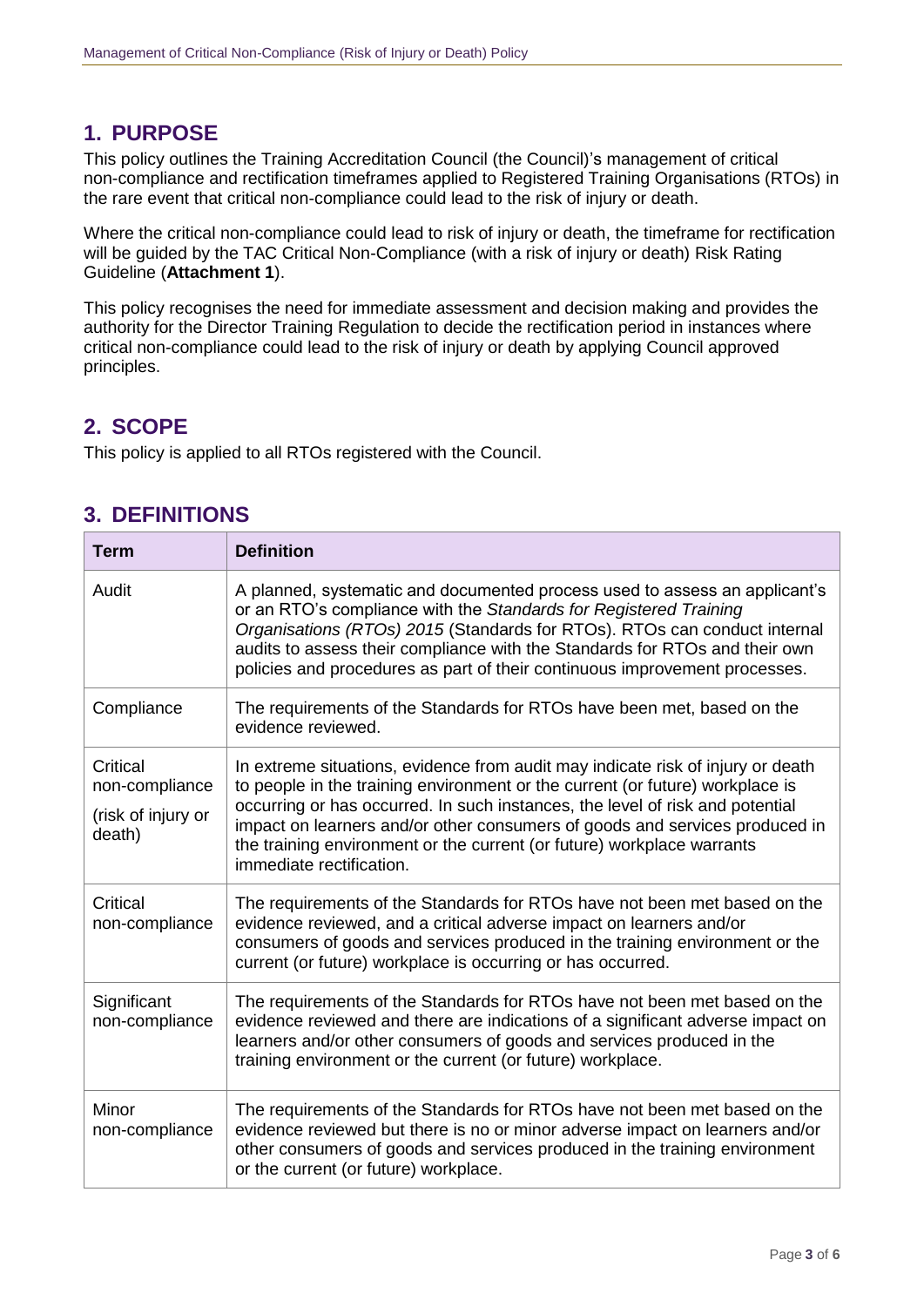## 1. PURPOSE

This policy outlines the Training Accreditation Council (the Council)'s management of critical non-compliance and rectification timeframes applied to Registered Training Organisations (RTOs) in the rare event that critical non-compliance could lead to the risk of injury or death.

Where the critical non-compliance could lead to risk of injury or death, the timeframe for rectification will be guided by the TAC Critical Non-Compliance (with a risk of injury or death) Risk Rating Guideline (**Attachment 1**).

This policy recognises the need for immediate assessment and decision making and provides the authority for the Director Training Regulation to decide the rectification period in instances where critical non-compliance could lead to the risk of injury or death by applying Council approved principles.

## 2. SCOPE

This policy is applied to all RTOs registered with the Council.

## 3. DEFINITIONS

| Term | Definition |
|---|---|
| Audit | A planned, systematic and documented process used to assess an applicant's or an RTO's compliance with the *Standards for Registered Training Organisations (RTOs) 2015* (Standards for RTOs). RTOs can conduct internal audits to assess their compliance with the Standards for RTOs and their own policies and procedures as part of their continuous improvement processes. |
| Compliance | The requirements of the Standards for RTOs have been met, based on the evidence reviewed. |
| Critical non-compliance (risk of injury or death) | In extreme situations, evidence from audit may indicate risk of injury or death to people in the training environment or the current (or future) workplace is occurring or has occurred. In such instances, the level of risk and potential impact on learners and/or other consumers of goods and services produced in the training environment or the current (or future) workplace warrants immediate rectification. |
| Critical non-compliance | The requirements of the Standards for RTOs have not been met based on the evidence reviewed, and a critical adverse impact on learners and/or consumers of goods and services produced in the training environment or the current (or future) workplace is occurring or has occurred. |
| Significant non-compliance | The requirements of the Standards for RTOs have not been met based on the evidence reviewed and there are indications of a significant adverse impact on learners and/or other consumers of goods and services produced in the training environment or the current (or future) workplace. |
| Minor non-compliance | The requirements of the Standards for RTOs have not been met based on the evidence reviewed but there is no or minor adverse impact on learners and/or other consumers of goods and services produced in the training environment or the current (or future) workplace. |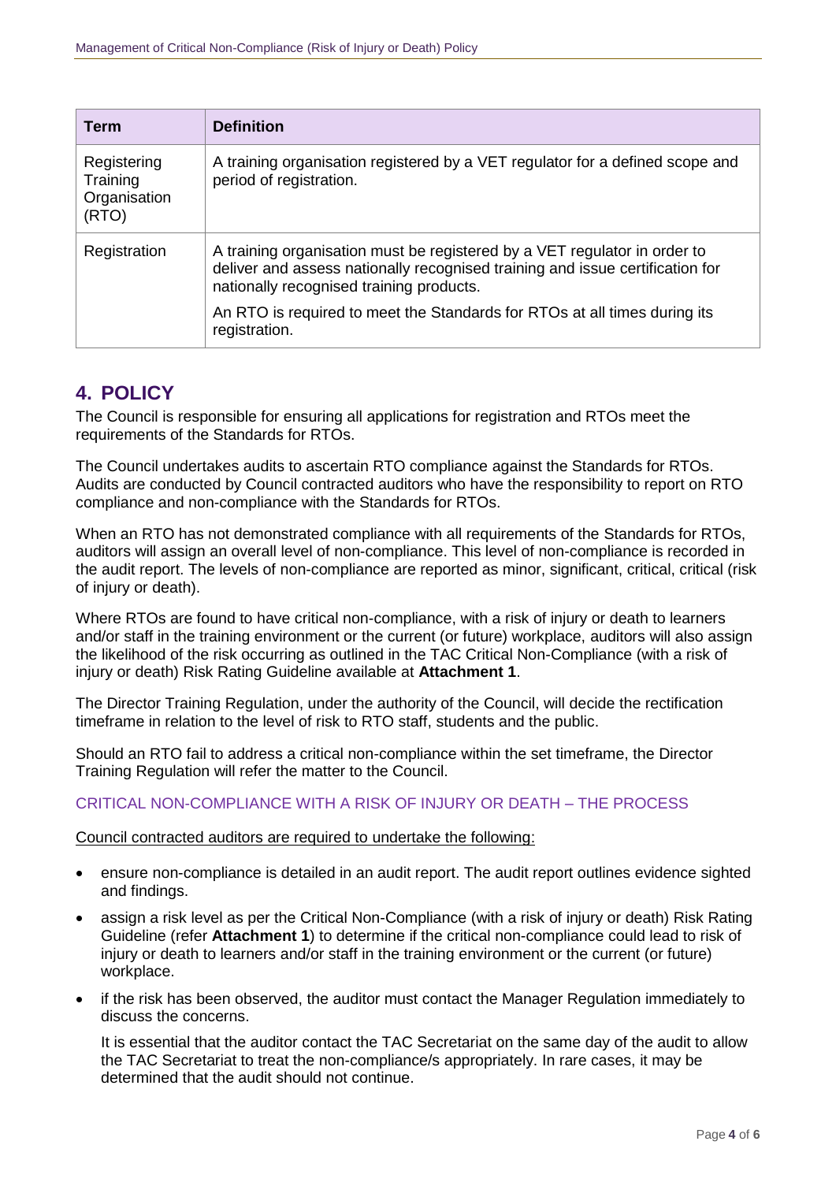| Term | Definition |
|---|---|
| Registering Training Organisation (RTO) | A training organisation registered by a VET regulator for a defined scope and period of registration. |
| Registration | A training organisation must be registered by a VET regulator in order to deliver and assess nationally recognised training and issue certification for nationally recognised training products.<br><br>An RTO is required to meet the Standards for RTOs at all times during its registration. |

## 4. POLICY

The Council is responsible for ensuring all applications for registration and RTOs meet the requirements of the Standards for RTOs.

The Council undertakes audits to ascertain RTO compliance against the Standards for RTOs. Audits are conducted by Council contracted auditors who have the responsibility to report on RTO compliance and non-compliance with the Standards for RTOs.

When an RTO has not demonstrated compliance with all requirements of the Standards for RTOs, auditors will assign an overall level of non-compliance. This level of non-compliance is recorded in the audit report. The levels of non-compliance are reported as minor, significant, critical, critical (risk of injury or death).

Where RTOs are found to have critical non-compliance, with a risk of injury or death to learners and/or staff in the training environment or the current (or future) workplace, auditors will also assign the likelihood of the risk occurring as outlined in the TAC Critical Non-Compliance (with a risk of injury or death) Risk Rating Guideline available at **Attachment 1**.

The Director Training Regulation, under the authority of the Council, will decide the rectification timeframe in relation to the level of risk to RTO staff, students and the public.

Should an RTO fail to address a critical non-compliance within the set timeframe, the Director Training Regulation will refer the matter to the Council.

### CRITICAL NON-COMPLIANCE WITH A RISK OF INJURY OR DEATH – THE PROCESS

Council contracted auditors are required to undertake the following:

- ensure non-compliance is detailed in an audit report. The audit report outlines evidence sighted and findings.
- assign a risk level as per the Critical Non-Compliance (with a risk of injury or death) Risk Rating Guideline (refer **Attachment 1**) to determine if the critical non-compliance could lead to risk of injury or death to learners and/or staff in the training environment or the current (or future) workplace.
- if the risk has been observed, the auditor must contact the Manager Regulation immediately to discuss the concerns.

  It is essential that the auditor contact the TAC Secretariat on the same day of the audit to allow the TAC Secretariat to treat the non-compliance/s appropriately. In rare cases, it may be determined that the audit should not continue.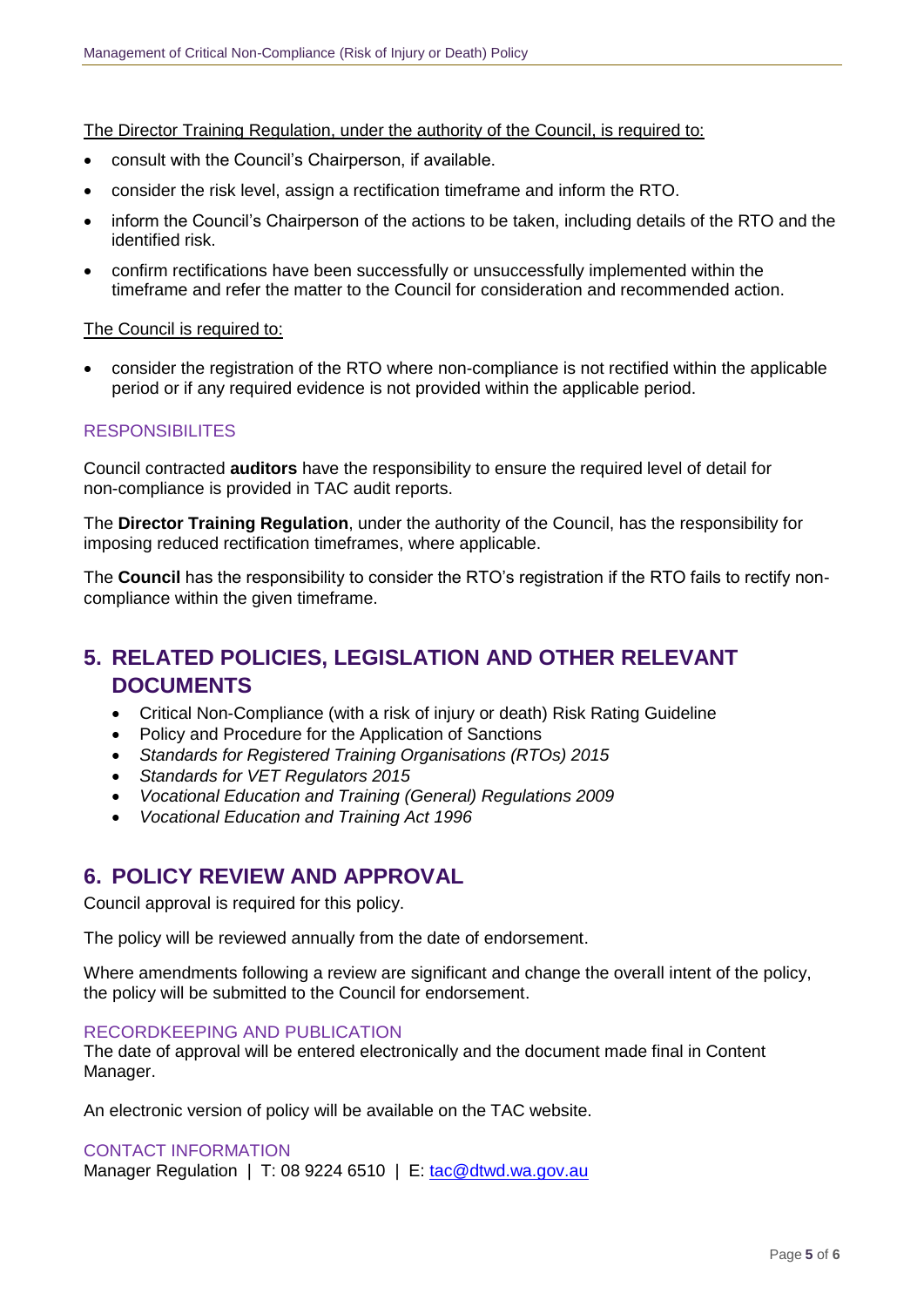The Director Training Regulation, under the authority of the Council, is required to:

- consult with the Council's Chairperson, if available.
- consider the risk level, assign a rectification timeframe and inform the RTO.
- inform the Council's Chairperson of the actions to be taken, including details of the RTO and the identified risk.
- confirm rectifications have been successfully or unsuccessfully implemented within the timeframe and refer the matter to the Council for consideration and recommended action.

The Council is required to:

- consider the registration of the RTO where non-compliance is not rectified within the applicable period or if any required evidence is not provided within the applicable period.

### RESPONSIBILITES

Council contracted **auditors** have the responsibility to ensure the required level of detail for non-compliance is provided in TAC audit reports.

The **Director Training Regulation**, under the authority of the Council, has the responsibility for imposing reduced rectification timeframes, where applicable.

The **Council** has the responsibility to consider the RTO's registration if the RTO fails to rectify non-compliance within the given timeframe.

## 5. RELATED POLICIES, LEGISLATION AND OTHER RELEVANT DOCUMENTS

- Critical Non-Compliance (with a risk of injury or death) Risk Rating Guideline
- Policy and Procedure for the Application of Sanctions
- *Standards for Registered Training Organisations (RTOs) 2015*
- *Standards for VET Regulators 2015*
- *Vocational Education and Training (General) Regulations 2009*
- *Vocational Education and Training Act 1996*

## 6. POLICY REVIEW AND APPROVAL

Council approval is required for this policy.

The policy will be reviewed annually from the date of endorsement.

Where amendments following a review are significant and change the overall intent of the policy, the policy will be submitted to the Council for endorsement.

### RECORDKEEPING AND PUBLICATION

The date of approval will be entered electronically and the document made final in Content Manager.

An electronic version of policy will be available on the TAC website.

### CONTACT INFORMATION

Manager Regulation | T: 08 9224 6510 | E: tac@dtwd.wa.gov.au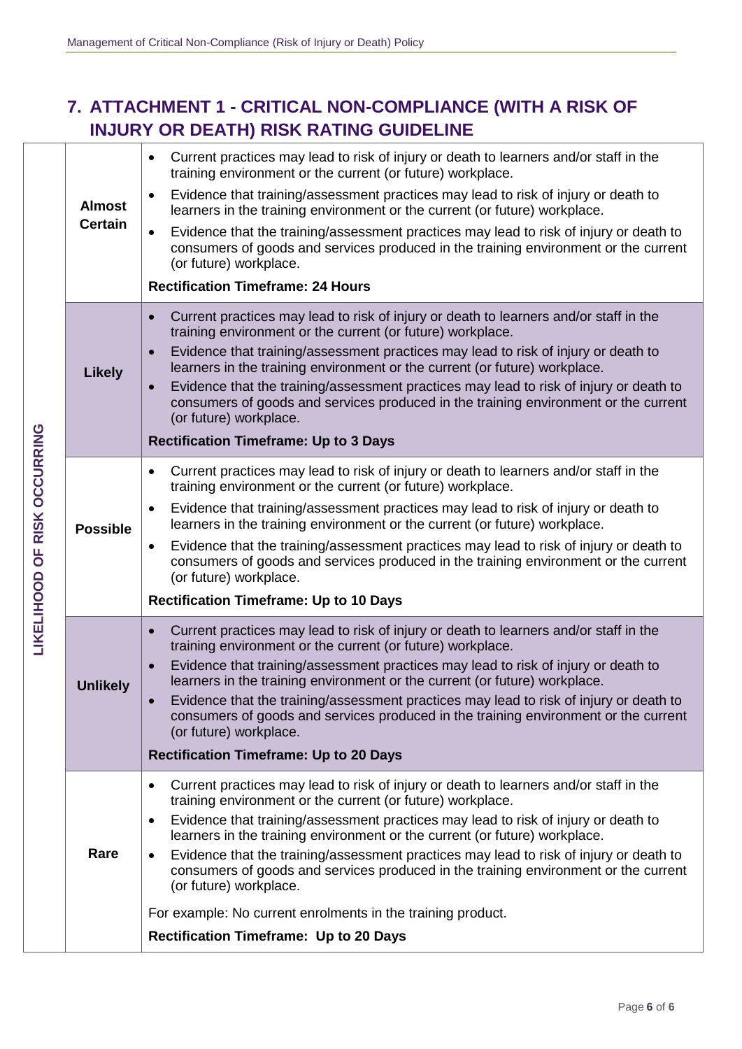## 7. ATTACHMENT 1 - CRITICAL NON-COMPLIANCE (WITH A RISK OF INJURY OR DEATH) RISK RATING GUIDELINE

| LIKELIHOOD OF RISK OCCURRING | | |
|---|---|---|
| | **Almost Certain** | • Current practices may lead to risk of injury or death to learners and/or staff in the training environment or the current (or future) workplace.<br>• Evidence that training/assessment practices may lead to risk of injury or death to learners in the training environment or the current (or future) workplace.<br>• Evidence that the training/assessment practices may lead to risk of injury or death to consumers of goods and services produced in the training environment or the current (or future) workplace.<br>**Rectification Timeframe: 24 Hours** |
| | **Likely** | • Current practices may lead to risk of injury or death to learners and/or staff in the training environment or the current (or future) workplace.<br>• Evidence that training/assessment practices may lead to risk of injury or death to learners in the training environment or the current (or future) workplace.<br>• Evidence that the training/assessment practices may lead to risk of injury or death to consumers of goods and services produced in the training environment or the current (or future) workplace.<br>**Rectification Timeframe: Up to 3 Days** |
| | **Possible** | • Current practices may lead to risk of injury or death to learners and/or staff in the training environment or the current (or future) workplace.<br>• Evidence that training/assessment practices may lead to risk of injury or death to learners in the training environment or the current (or future) workplace.<br>• Evidence that the training/assessment practices may lead to risk of injury or death to consumers of goods and services produced in the training environment or the current (or future) workplace.<br>**Rectification Timeframe: Up to 10 Days** |
| | **Unlikely** | • Current practices may lead to risk of injury or death to learners and/or staff in the training environment or the current (or future) workplace.<br>• Evidence that training/assessment practices may lead to risk of injury or death to learners in the training environment or the current (or future) workplace.<br>• Evidence that the training/assessment practices may lead to risk of injury or death to consumers of goods and services produced in the training environment or the current (or future) workplace.<br>**Rectification Timeframe: Up to 20 Days** |
| | **Rare** | • Current practices may lead to risk of injury or death to learners and/or staff in the training environment or the current (or future) workplace.<br>• Evidence that training/assessment practices may lead to risk of injury or death to learners in the training environment or the current (or future) workplace.<br>• Evidence that the training/assessment practices may lead to risk of injury or death to consumers of goods and services produced in the training environment or the current (or future) workplace.<br>For example: No current enrolments in the training product.<br>**Rectification Timeframe: Up to 20 Days** |